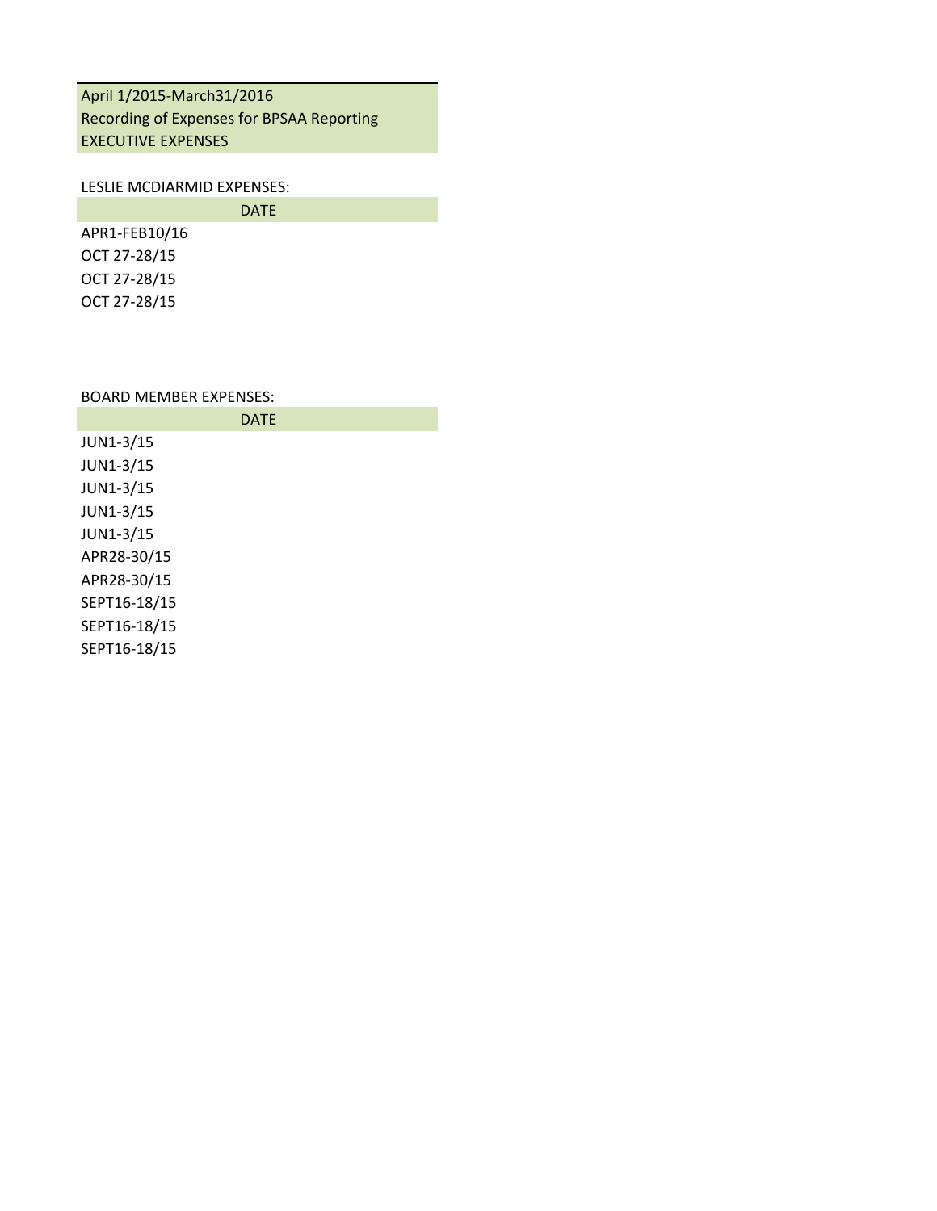April 1/2015-March31/2016
Recording of Expenses for BPSAA Reporting
EXECUTIVE EXPENSES

LESLIE MCDIARMID EXPENSES:

| DATE |
|---|
| APR1-FEB10/16 |
| OCT 27-28/15 |
| OCT 27-28/15 |
| OCT 27-28/15 |

BOARD MEMBER EXPENSES:

| DATE |
|---|
| JUN1-3/15 |
| JUN1-3/15 |
| JUN1-3/15 |
| JUN1-3/15 |
| JUN1-3/15 |
| APR28-30/15 |
| APR28-30/15 |
| SEPT16-18/15 |
| SEPT16-18/15 |
| SEPT16-18/15 |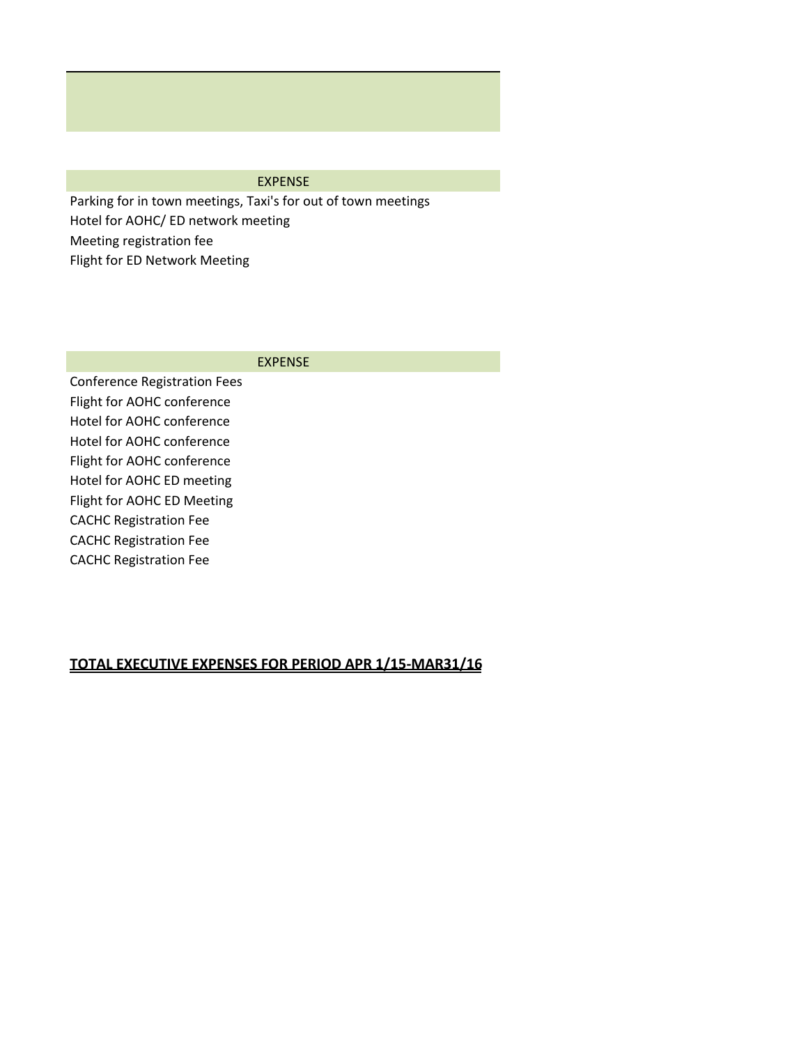| EXPENSE |
| --- |
| Parking for in town meetings, Taxi's for out of town meetings |
| Hotel for AOHC/ ED network meeting |
| Meeting registration fee |
| Flight for ED Network Meeting |

| EXPENSE |
| --- |
| Conference Registration Fees |
| Flight for AOHC conference |
| Hotel for AOHC conference |
| Hotel for AOHC conference |
| Flight for AOHC conference |
| Hotel for AOHC ED meeting |
| Flight for AOHC ED Meeting |
| CACHC Registration Fee |
| CACHC Registration Fee |
| CACHC Registration Fee |

**TOTAL EXECUTIVE EXPENSES FOR PERIOD APR 1/15-MAR31/16**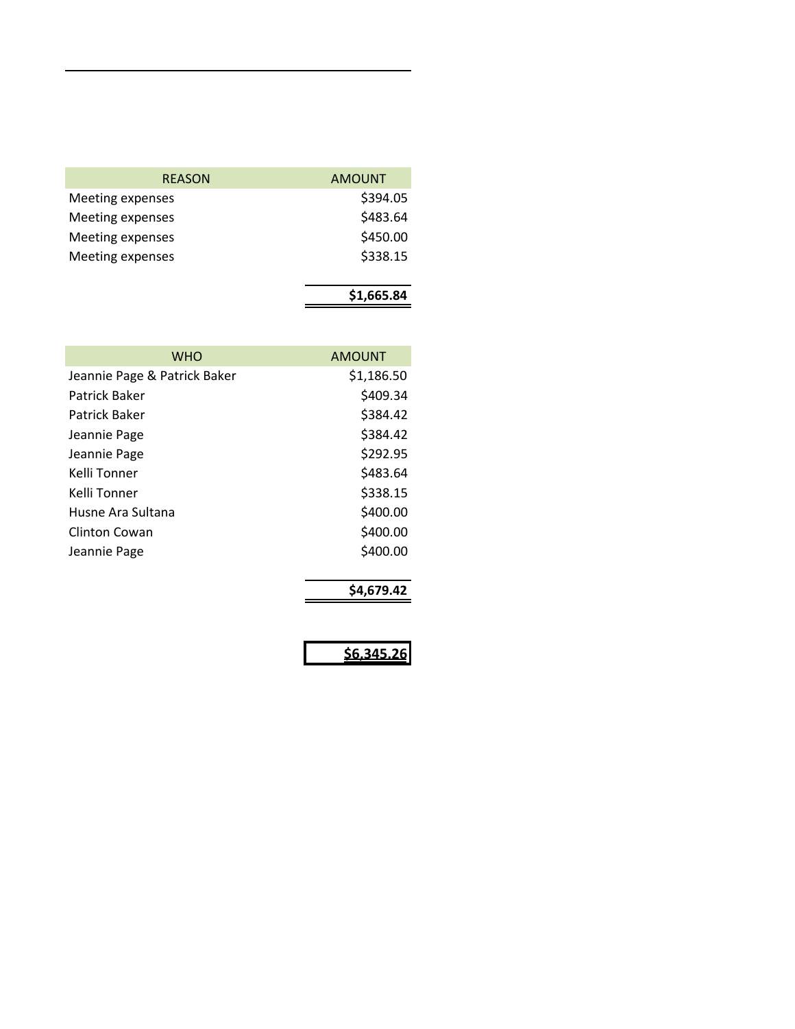| REASON | AMOUNT |
| --- | --- |
| Meeting expenses | $394.05 |
| Meeting expenses | $483.64 |
| Meeting expenses | $450.00 |
| Meeting expenses | $338.15 |
| | **$1,665.84** |

| WHO | AMOUNT |
| --- | --- |
| Jeannie Page & Patrick Baker | $1,186.50 |
| Patrick Baker | $409.34 |
| Patrick Baker | $384.42 |
| Jeannie Page | $384.42 |
| Jeannie Page | $292.95 |
| Kelli Tonner | $483.64 |
| Kelli Tonner | $338.15 |
| Husne Ara Sultana | $400.00 |
| Clinton Cowan | $400.00 |
| Jeannie Page | $400.00 |
| | **$4,679.42** |

**$6,345.26**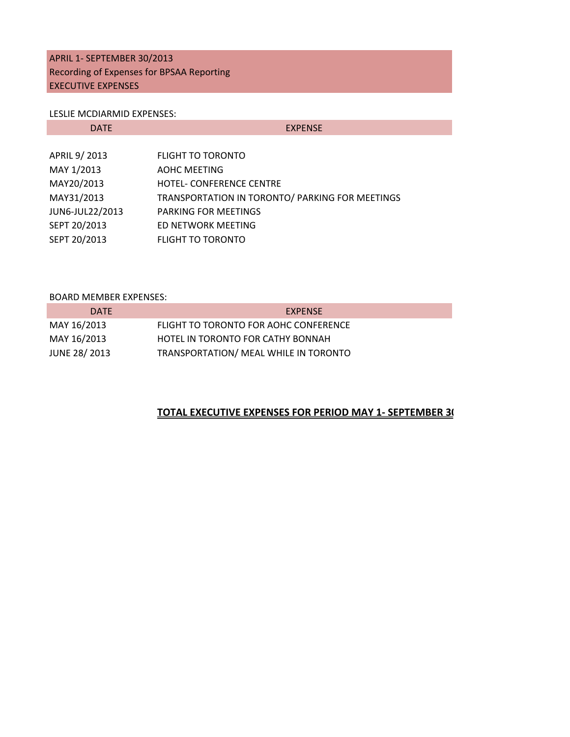APRIL 1- SEPTEMBER 30/2013
Recording of Expenses for BPSAA Reporting
EXECUTIVE EXPENSES

LESLIE MCDIARMID EXPENSES:

| DATE | EXPENSE |
|---|---|
| APRIL 9/ 2013 | FLIGHT TO TORONTO |
| MAY 1/2013 | AOHC MEETING |
| MAY20/2013 | HOTEL- CONFERENCE CENTRE |
| MAY31/2013 | TRANSPORTATION IN TORONTO/ PARKING FOR MEETINGS |
| JUN6-JUL22/2013 | PARKING FOR MEETINGS |
| SEPT 20/2013 | ED NETWORK MEETING |
| SEPT 20/2013 | FLIGHT TO TORONTO |

BOARD MEMBER EXPENSES:

| DATE | EXPENSE |
|---|---|
| MAY 16/2013 | FLIGHT TO TORONTO FOR AOHC CONFERENCE |
| MAY 16/2013 | HOTEL IN TORONTO FOR CATHY BONNAH |
| JUNE 28/ 2013 | TRANSPORTATION/ MEAL WHILE IN TORONTO |

**TOTAL EXECUTIVE EXPENSES FOR PERIOD MAY 1- SEPTEMBER 3(**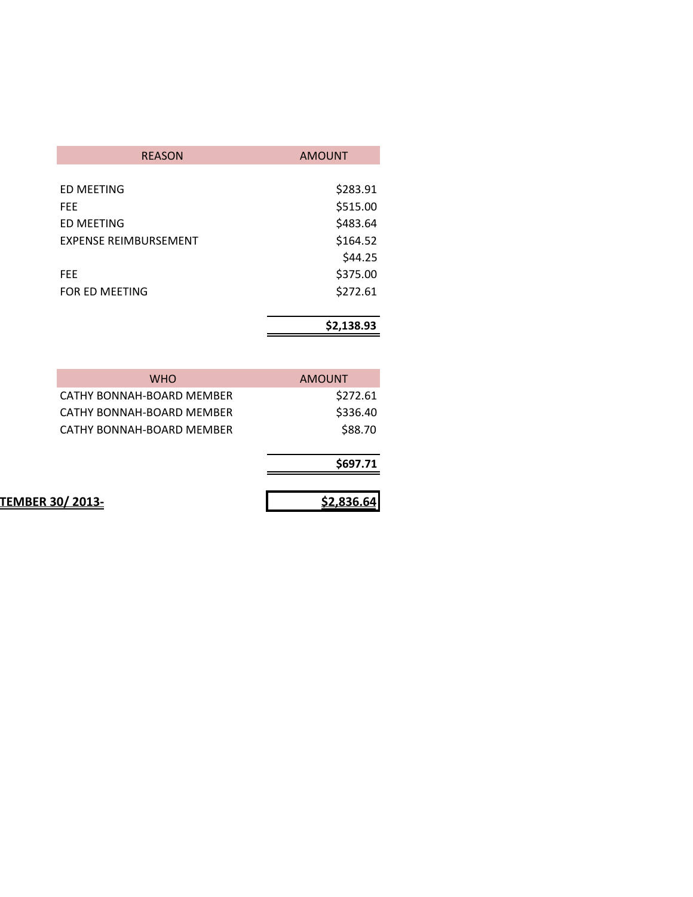| REASON | AMOUNT |
|---|---|
| ED MEETING | $283.91 |
| FEE | $515.00 |
| ED MEETING | $483.64 |
| EXPENSE REIMBURSEMENT | $164.52 |
| | $44.25 |
| FEE | $375.00 |
| FOR ED MEETING | $272.61 |
| | **$2,138.93** |

| WHO | AMOUNT |
|---|---|
| CATHY BONNAH-BOARD MEMBER | $272.61 |
| CATHY BONNAH-BOARD MEMBER | $336.40 |
| CATHY BONNAH-BOARD MEMBER | $88.70 |
| | **$697.71** |

| | |
|---|---|
| **TEMBER 30/ 2013-** | **$2,836.64** |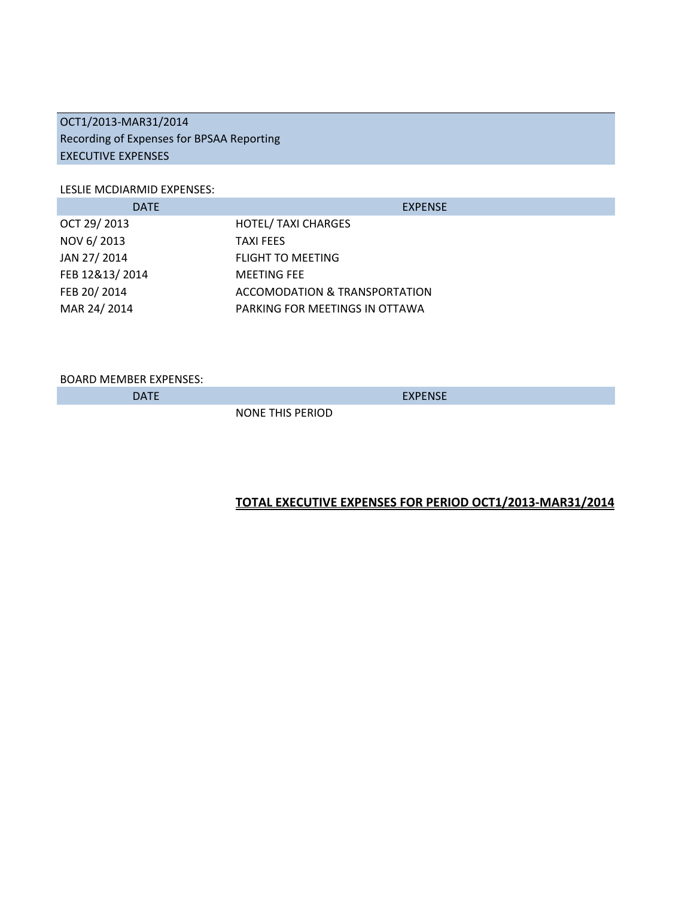OCT1/2013-MAR31/2014
Recording of Expenses for BPSAA Reporting
EXECUTIVE EXPENSES

LESLIE MCDIARMID EXPENSES:

| DATE | EXPENSE |
|---|---|
| OCT 29/ 2013 | HOTEL/ TAXI CHARGES |
| NOV 6/ 2013 | TAXI FEES |
| JAN 27/ 2014 | FLIGHT TO MEETING |
| FEB 12&13/ 2014 | MEETING FEE |
| FEB 20/ 2014 | ACCOMODATION & TRANSPORTATION |
| MAR 24/ 2014 | PARKING FOR MEETINGS IN OTTAWA |

BOARD MEMBER EXPENSES:

| DATE | EXPENSE |
|---|---|
| | NONE THIS PERIOD |

**TOTAL EXECUTIVE EXPENSES FOR PERIOD OCT1/2013-MAR31/2014**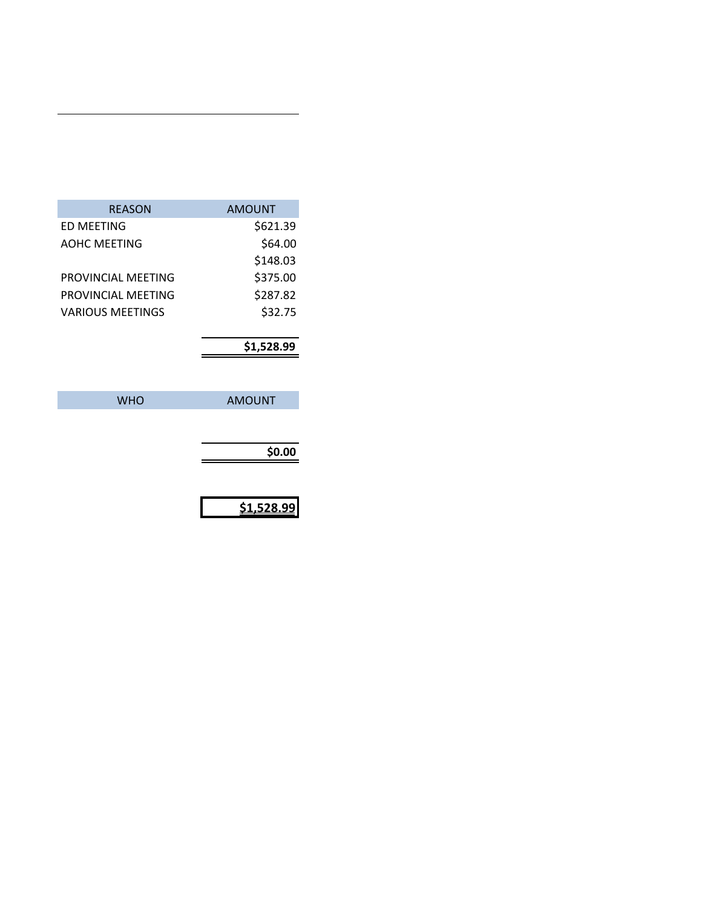| REASON | AMOUNT |
| --- | --- |
| ED MEETING | $621.39 |
| AOHC MEETING | $64.00 |
| | $148.03 |
| PROVINCIAL MEETING | $375.00 |
| PROVINCIAL MEETING | $287.82 |
| VARIOUS MEETINGS | $32.75 |
| | **$1,528.99** |

| WHO | AMOUNT |
| --- | --- |
| | **$0.00** |

**$1,528.99**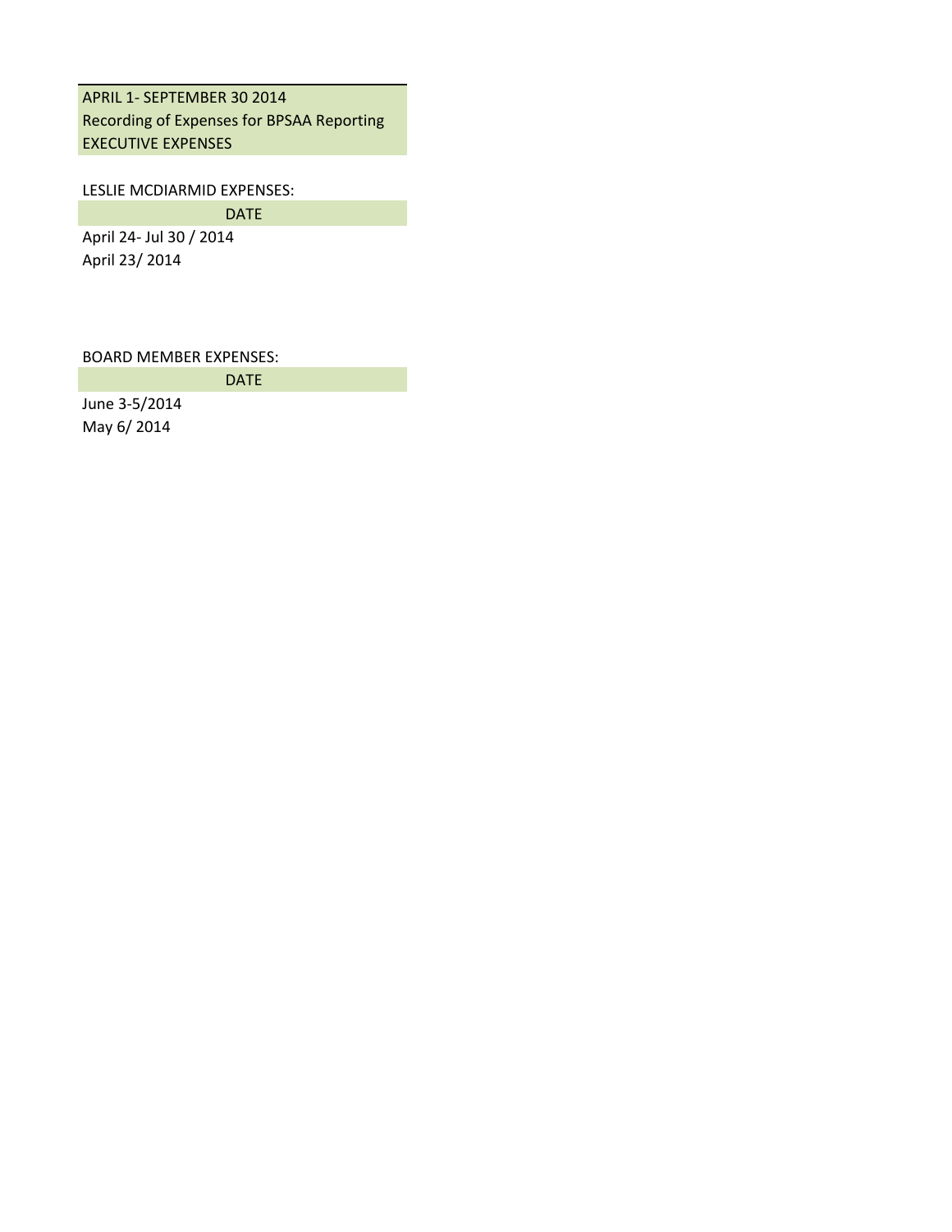APRIL 1- SEPTEMBER 30 2014
Recording of Expenses for BPSAA Reporting
EXECUTIVE EXPENSES

LESLIE MCDIARMID EXPENSES:

| DATE |
| --- |
| April 24- Jul 30 / 2014 |
| April 23/ 2014 |

BOARD MEMBER EXPENSES:

| DATE |
| --- |
| June 3-5/2014 |
| May 6/ 2014 |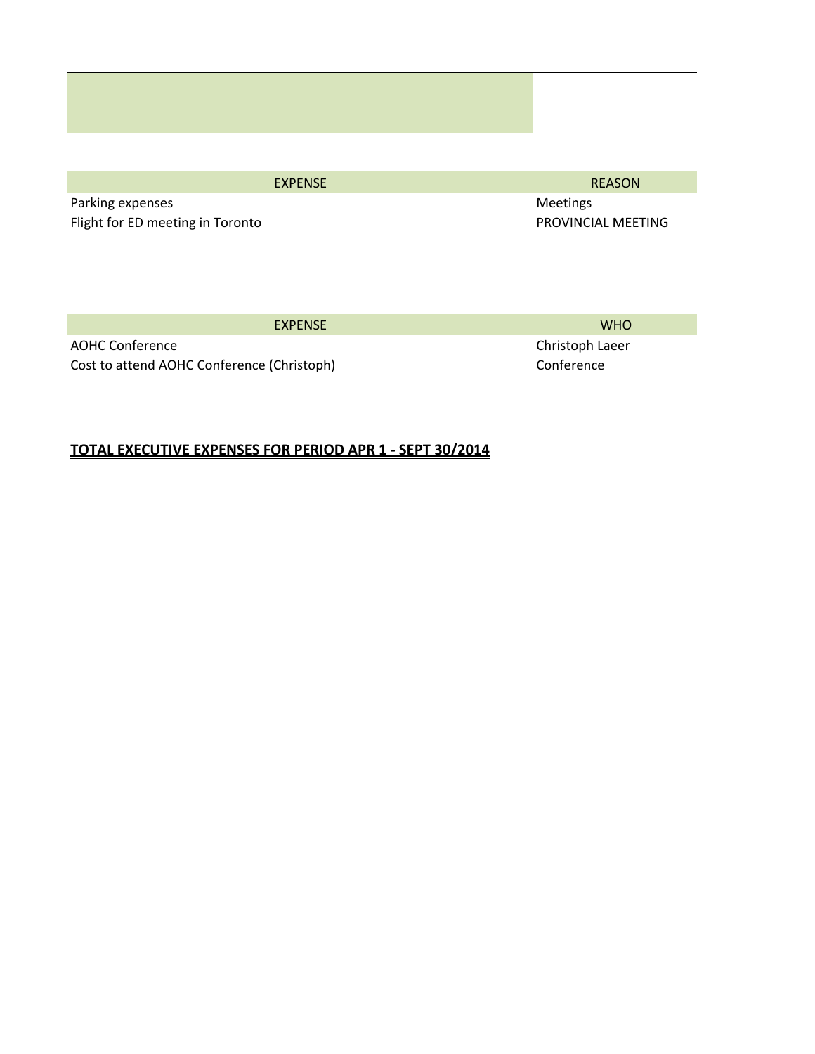| EXPENSE | REASON |
| --- | --- |
| Parking expenses | Meetings |
| Flight for ED meeting in Toronto | PROVINCIAL MEETING |

| EXPENSE | WHO |
| --- | --- |
| AOHC Conference | Christoph Laeer |
| Cost to attend AOHC Conference (Christoph) | Conference |

**TOTAL EXECUTIVE EXPENSES FOR PERIOD APR 1 - SEPT 30/2014**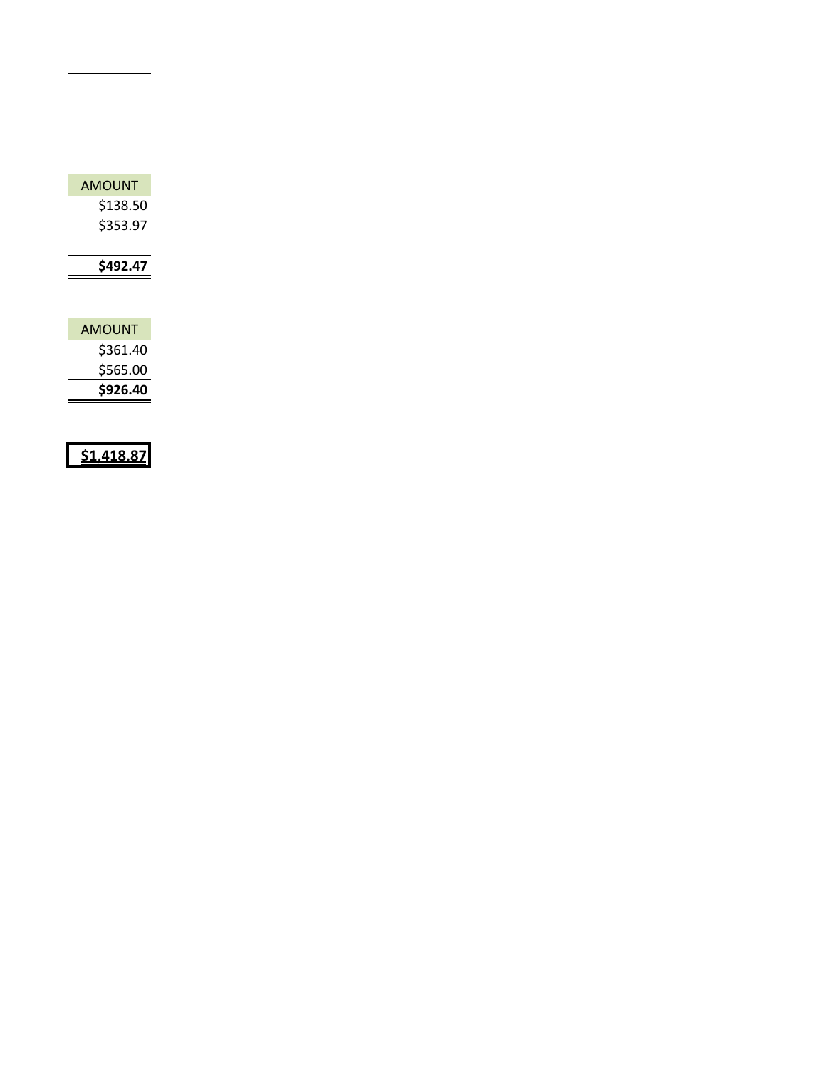| AMOUNT |
| ---: |
| $138.50 |
| $353.97 |
| **$492.47** |

| AMOUNT |
| ---: |
| $361.40 |
| $565.00 |
| **$926.40** |

**$1,418.87**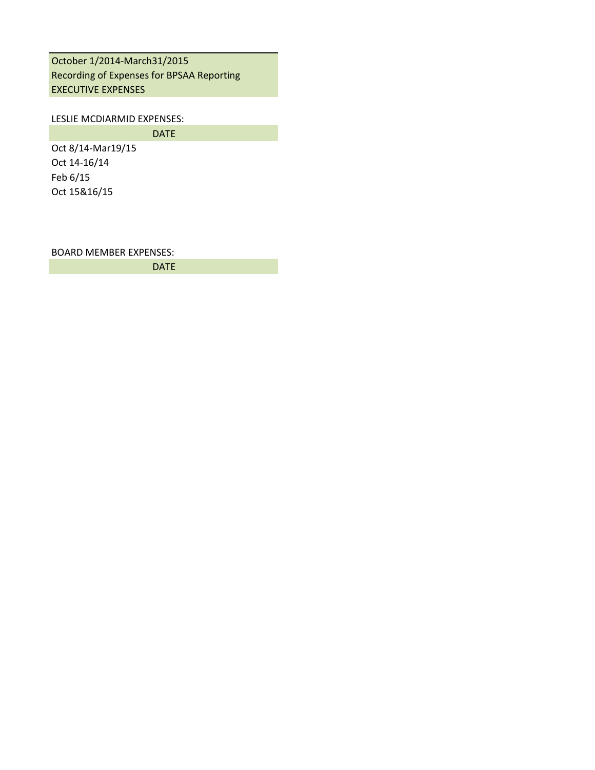October 1/2014-March31/2015
Recording of Expenses for BPSAA Reporting
EXECUTIVE EXPENSES

LESLIE MCDIARMID EXPENSES:

| DATE |
| --- |
| Oct 8/14-Mar19/15 |
| Oct 14-16/14 |
| Feb 6/15 |
| Oct 15&16/15 |

BOARD MEMBER EXPENSES:

| DATE |
| --- |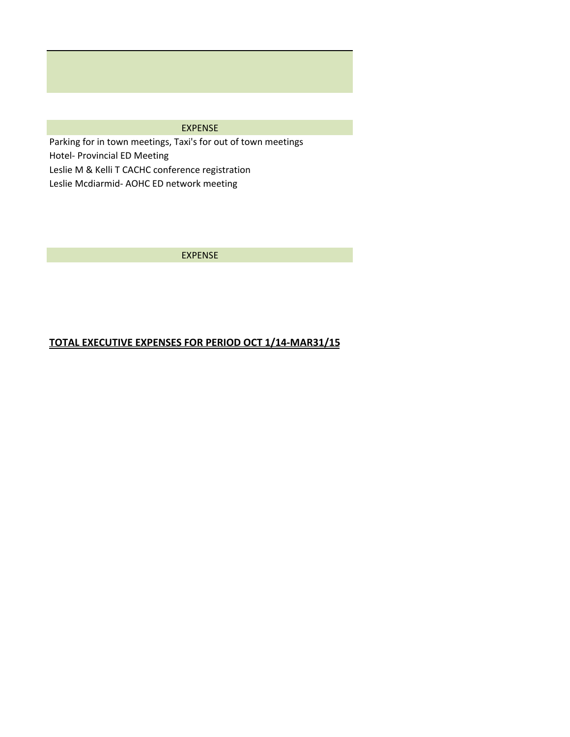| EXPENSE |
| --- |
| Parking for in town meetings, Taxi's for out of town meetings |
| Hotel- Provincial ED Meeting |
| Leslie M & Kelli T CACHC conference registration |
| Leslie Mcdiarmid- AOHC ED network meeting |

| EXPENSE |
| --- |

**<u>TOTAL EXECUTIVE EXPENSES FOR PERIOD OCT 1/14-MAR31/15</u>**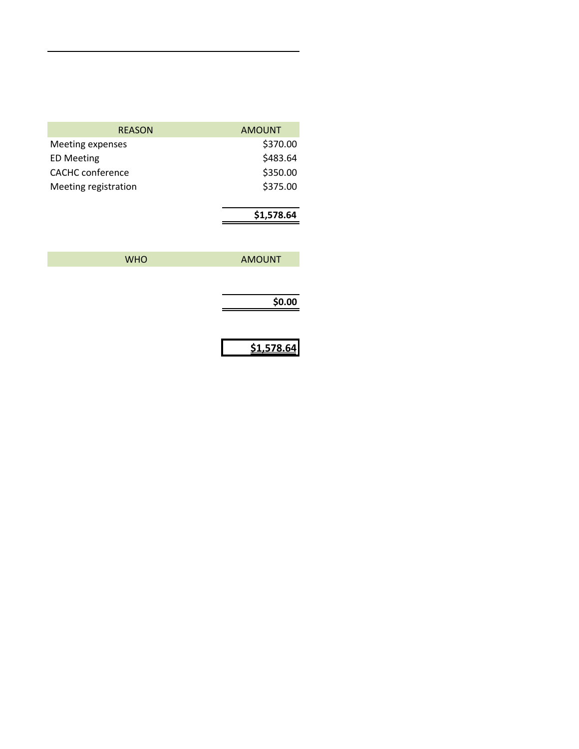| REASON | AMOUNT |
|---|---|
| Meeting expenses | $370.00 |
| ED Meeting | $483.64 |
| CACHC conference | $350.00 |
| Meeting registration | $375.00 |
| | **$1,578.64** |

| WHO | AMOUNT |
|---|---|
| | **$0.00** |

**$1,578.64**